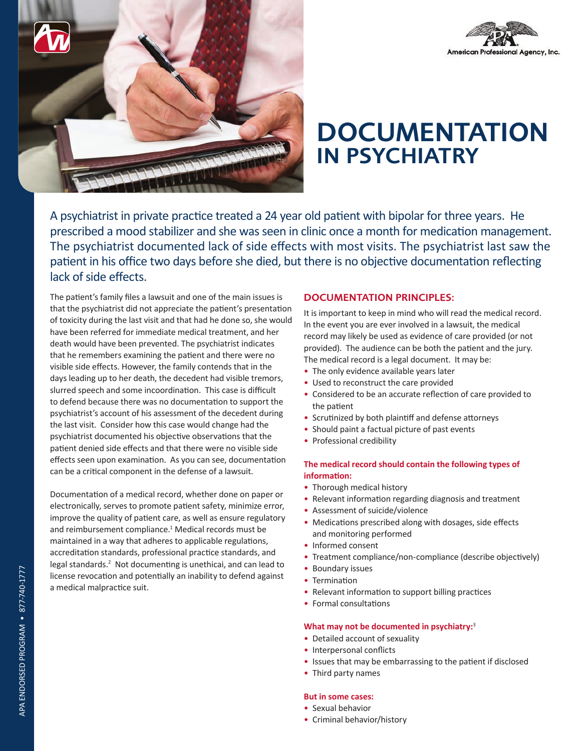# DOCUMENTATION IN PSYCHIATRY

A psychiatrist in private practice treated a 24 year old patient with bipolar for three years. He prescribed a mood stabilizer and she was seen in clinic once a month for medication management. The psychiatrist documented lack of side effects with most visits. The psychiatrist last saw the patient in his office two days before she died, but there is no objective documentation reflecting lack of side effects.

The patient's family files a lawsuit and one of the main issues is that the psychiatrist did not appreciate the patient's presentation of toxicity during the last visit and that had he done so, she would have been referred for immediate medical treatment, and her death would have been prevented. The psychiatrist indicates that he remembers examining the patient and there were no visible side effects. However, the family contends that in the days leading up to her death, the decedent had visible tremors, slurred speech and some incoordination. This case is difficult to defend because there was no documentation to support the psychiatrist's account of his assessment of the decedent during the last visit. Consider how this case would change had the psychiatrist documented his objective observations that the patient denied side effects and that there were no visible side effects seen upon examination. As you can see, documentation can be a critical component in the defense of a lawsuit.

Documentation of a medical record, whether done on paper or electronically, serves to promote patient safety, minimize error, improve the quality of patient care, as well as ensure regulatory and reimbursement compliance.[1] Medical records must be maintained in a way that adheres to applicable regulations, accreditation standards, professional practice standards, and legal standards.[2] Not documenting is unethical, and can lead to license revocation and potentially an inability to defend against a medical malpractice suit.

## DOCUMENTATION PRINCIPLES:

It is important to keep in mind who will read the medical record. In the event you are ever involved in a lawsuit, the medical record may likely be used as evidence of care provided (or not provided). The audience can be both the patient and the jury. The medical record is a legal document. It may be:

- The only evidence available years later
- Used to reconstruct the care provided
- Considered to be an accurate reflection of care provided to the patient
- Scrutinized by both plaintiff and defense attorneys
- Should paint a factual picture of past events
- Professional credibility

**The medical record should contain the following types of information:**

- Thorough medical history
- Relevant information regarding diagnosis and treatment
- Assessment of suicide/violence
- Medications prescribed along with dosages, side effects and monitoring performed
- Informed consent
- Treatment compliance/non-compliance (describe objectively)
- Boundary issues
- Termination
- Relevant information to support billing practices
- Formal consultations

**What may not be documented in psychiatry:**[3]

- Detailed account of sexuality
- Interpersonal conflicts
- Issues that may be embarrassing to the patient if disclosed
- Third party names

**But in some cases:**

- Sexual behavior
- Criminal behavior/history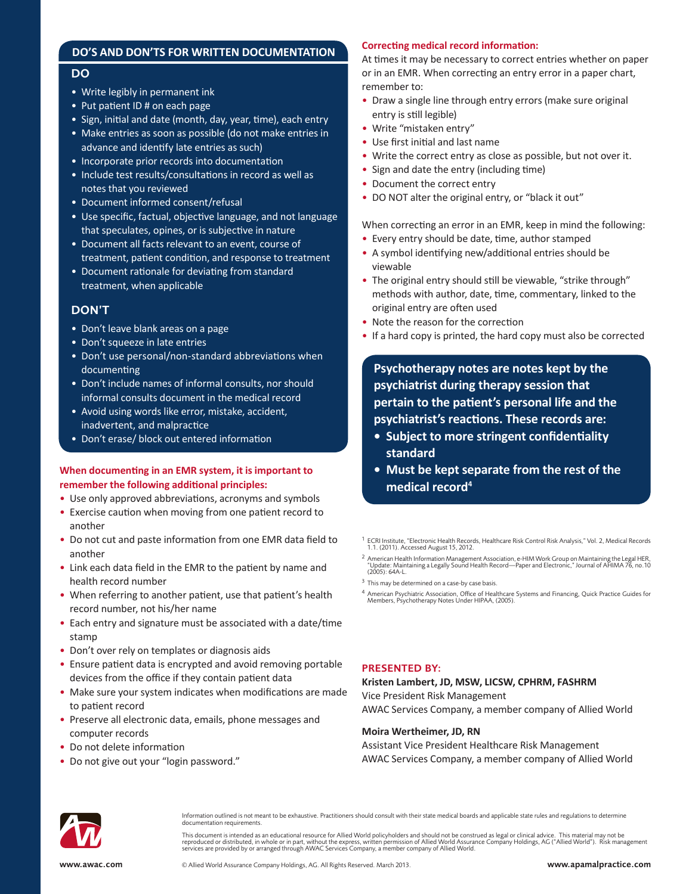## DO'S AND DON'TS FOR WRITTEN DOCUMENTATION

### DO

- Write legibly in permanent ink
- Put patient ID # on each page
- Sign, initial and date (month, day, year, time), each entry
- Make entries as soon as possible (do not make entries in advance and identify late entries as such)
- Incorporate prior records into documentation
- Include test results/consultations in record as well as notes that you reviewed
- Document informed consent/refusal
- Use specific, factual, objective language, and not language that speculates, opines, or is subjective in nature
- Document all facts relevant to an event, course of treatment, patient condition, and response to treatment
- Document rationale for deviating from standard treatment, when applicable

### DON'T

- Don't leave blank areas on a page
- Don't squeeze in late entries
- Don't use personal/non-standard abbreviations when documenting
- Don't include names of informal consults, nor should informal consults document in the medical record
- Avoid using words like error, mistake, accident, inadvertent, and malpractice
- Don't erase/ block out entered information

**When documenting in an EMR system, it is important to remember the following additional principles:**

- Use only approved abbreviations, acronyms and symbols
- Exercise caution when moving from one patient record to another
- Do not cut and paste information from one EMR data field to another
- Link each data field in the EMR to the patient by name and health record number
- When referring to another patient, use that patient's health record number, not his/her name
- Each entry and signature must be associated with a date/time stamp
- Don't over rely on templates or diagnosis aids
- Ensure patient data is encrypted and avoid removing portable devices from the office if they contain patient data
- Make sure your system indicates when modifications are made to patient record
- Preserve all electronic data, emails, phone messages and computer records
- Do not delete information
- Do not give out your "login password."

**Correcting medical record information:**

At times it may be necessary to correct entries whether on paper or in an EMR. When correcting an entry error in a paper chart, remember to:

- Draw a single line through entry errors (make sure original entry is still legible)
- Write "mistaken entry"
- Use first initial and last name
- Write the correct entry as close as possible, but not over it.
- Sign and date the entry (including time)
- Document the correct entry
- DO NOT alter the original entry, or "black it out"

When correcting an error in an EMR, keep in mind the following:

- Every entry should be date, time, author stamped
- A symbol identifying new/additional entries should be viewable
- The original entry should still be viewable, "strike through" methods with author, date, time, commentary, linked to the original entry are often used
- Note the reason for the correction
- If a hard copy is printed, the hard copy must also be corrected

**Psychotherapy notes are notes kept by the psychiatrist during therapy session that pertain to the patient's personal life and the psychiatrist's reactions. These records are:**

- **Subject to more stringent confidentiality standard**
- **Must be kept separate from the rest of the medical record[4]**

[1] ECRI Institute, "Electronic Health Records, Healthcare Risk Control Risk Analysis," Vol. 2, Medical Records 1.1. (2011). Accessed August 15, 2012.

[2] American Health Information Management Association, e-HIM Work Group on Maintaining the Legal HER, "Update: Maintaining a Legally Sound Health Record—Paper and Electronic," Journal of AHIMA 76, no.10 (2005): 64A-L.

[3] This may be determined on a case-by case basis.

[4] American Psychiatric Association, Office of Healthcare Systems and Financing, Quick Practice Guides for Members, Psychotherapy Notes Under HIPAA, (2005).

**PRESENTED BY:**

**Kristen Lambert, JD, MSW, LICSW, CPHRM, FASHRM**
Vice President Risk Management
AWAC Services Company, a member company of Allied World

**Moira Wertheimer, JD, RN**
Assistant Vice President Healthcare Risk Management
AWAC Services Company, a member company of Allied World

Information outlined is not meant to be exhaustive. Practitioners should consult with their state medical boards and applicable state rules and regulations to determine documentation requirements.

This document is intended as an educational resource for Allied World policyholders and should not be construed as legal or clinical advice. This material may not be reproduced or distributed, in whole or in part, without the express, written permission of Allied World Assurance Company Holdings, AG ("Allied World"). Risk management services are provided by or arranged through AWAC Services Company, a member company of Allied World.

www.awac.com

© Allied World Assurance Company Holdings, AG. All Rights Reserved. March 2013.

www.apamalpractice.com